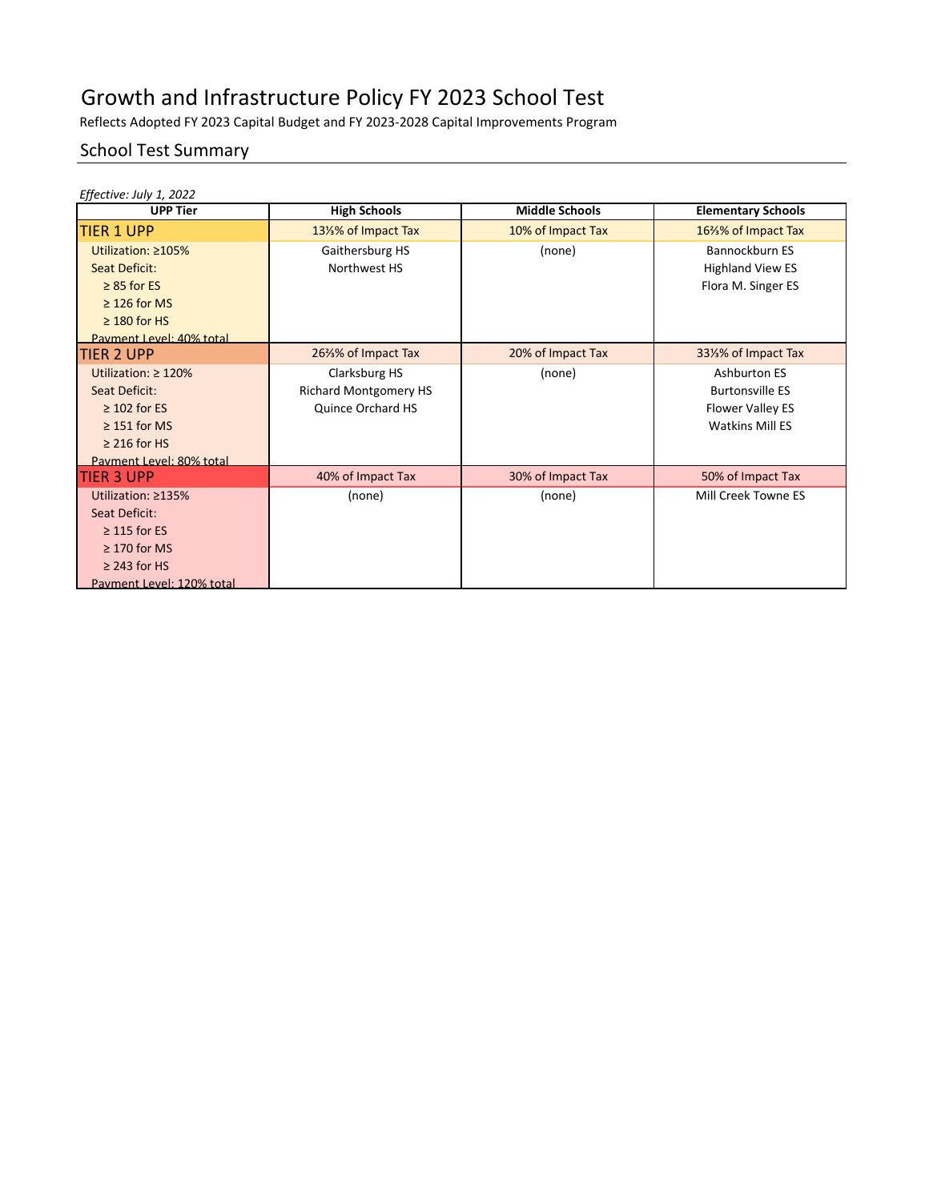# Growth and Infrastructure Policy FY 2023 School Test

Reflects Adopted FY 2023 Capital Budget and FY 2023-2028 Capital Improvements Program

## School Test Summary

*Effective: July 1, 2022*

| UPP Tier | High Schools | Middle Schools | Elementary Schools |
|---|---|---|---|
| **TIER 1 UPP** | 13⅓% of Impact Tax | 10% of Impact Tax | 16⅔% of Impact Tax |
| Utilization: ≥105%<br>Seat Deficit:<br>≥ 85 for ES<br>≥ 126 for MS<br>≥ 180 for HS<br>Payment Level: 40% total | Gaithersburg HS<br>Northwest HS | (none) | Bannockburn ES<br>Highland View ES<br>Flora M. Singer ES |
| **TIER 2 UPP** | 26⅔% of Impact Tax | 20% of Impact Tax | 33⅓% of Impact Tax |
| Utilization: ≥ 120%<br>Seat Deficit:<br>≥ 102 for ES<br>≥ 151 for MS<br>≥ 216 for HS<br>Payment Level: 80% total | Clarksburg HS<br>Richard Montgomery HS<br>Quince Orchard HS | (none) | Ashburton ES<br>Burtonsville ES<br>Flower Valley ES<br>Watkins Mill ES |
| **TIER 3 UPP** | 40% of Impact Tax | 30% of Impact Tax | 50% of Impact Tax |
| Utilization: ≥135%<br>Seat Deficit:<br>≥ 115 for ES<br>≥ 170 for MS<br>≥ 243 for HS<br>Payment Level: 120% total | (none) | (none) | Mill Creek Towne ES |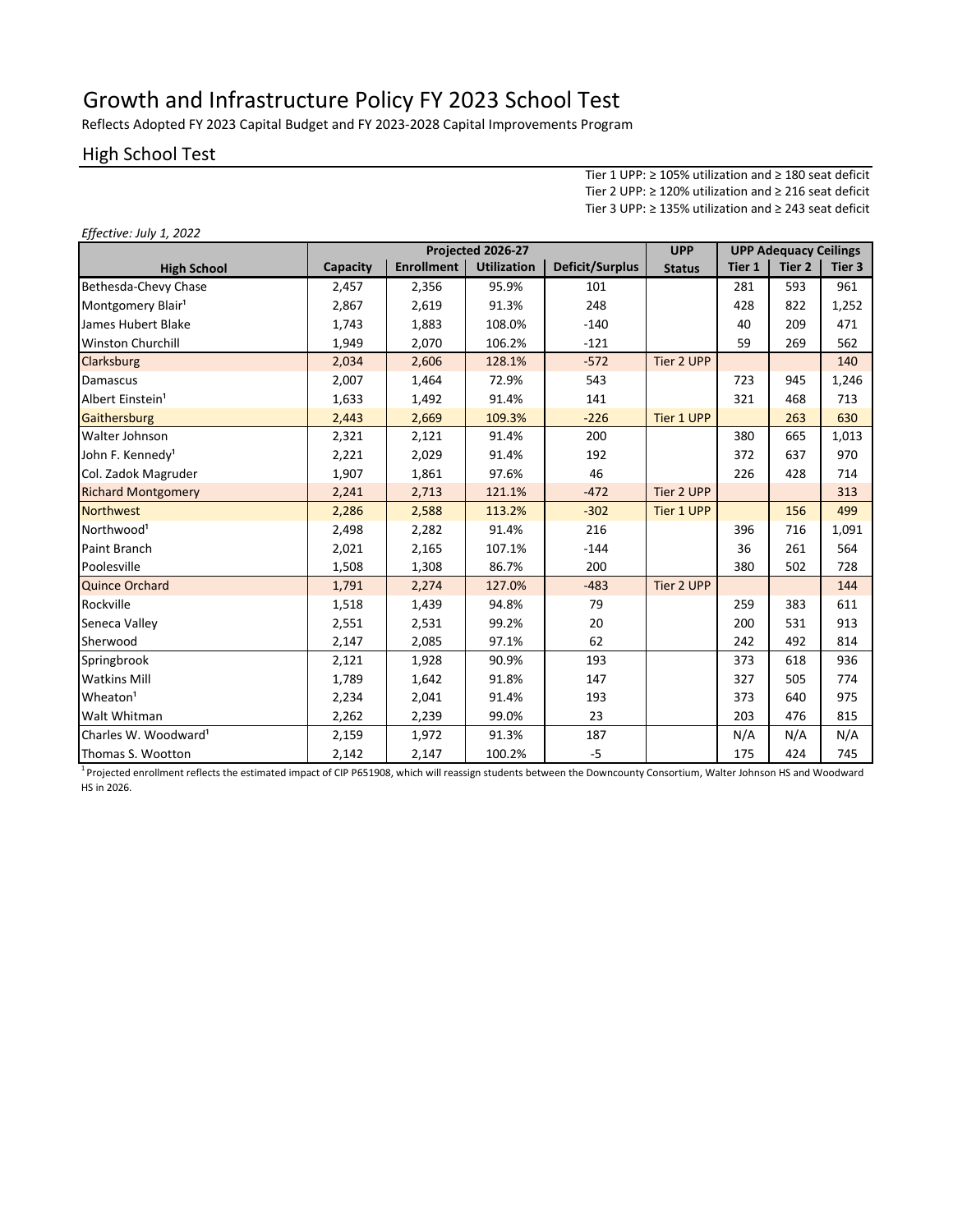# Growth and Infrastructure Policy FY 2023 School Test

Reflects Adopted FY 2023 Capital Budget and FY 2023-2028 Capital Improvements Program

## High School Test

Tier 1 UPP: ≥ 105% utilization and ≥ 180 seat deficit
Tier 2 UPP: ≥ 120% utilization and ≥ 216 seat deficit
Tier 3 UPP: ≥ 135% utilization and ≥ 243 seat deficit

*Effective: July 1, 2022*

| High School | Projected 2026-27 | | | | UPP | UPP Adequacy Ceilings | | |
|---|---|---|---|---|---|---|---|---|
| | Capacity | Enrollment | Utilization | Deficit/Surplus | Status | Tier 1 | Tier 2 | Tier 3 |
| Bethesda-Chevy Chase | 2,457 | 2,356 | 95.9% | 101 | | 281 | 593 | 961 |
| Montgomery Blair[1] | 2,867 | 2,619 | 91.3% | 248 | | 428 | 822 | 1,252 |
| James Hubert Blake | 1,743 | 1,883 | 108.0% | -140 | | 40 | 209 | 471 |
| Winston Churchill | 1,949 | 2,070 | 106.2% | -121 | | 59 | 269 | 562 |
| Clarksburg | 2,034 | 2,606 | 128.1% | -572 | Tier 2 UPP | | | 140 |
| Damascus | 2,007 | 1,464 | 72.9% | 543 | | 723 | 945 | 1,246 |
| Albert Einstein[1] | 1,633 | 1,492 | 91.4% | 141 | | 321 | 468 | 713 |
| Gaithersburg | 2,443 | 2,669 | 109.3% | -226 | Tier 1 UPP | | 263 | 630 |
| Walter Johnson | 2,321 | 2,121 | 91.4% | 200 | | 380 | 665 | 1,013 |
| John F. Kennedy[1] | 2,221 | 2,029 | 91.4% | 192 | | 372 | 637 | 970 |
| Col. Zadok Magruder | 1,907 | 1,861 | 97.6% | 46 | | 226 | 428 | 714 |
| Richard Montgomery | 2,241 | 2,713 | 121.1% | -472 | Tier 2 UPP | | | 313 |
| Northwest | 2,286 | 2,588 | 113.2% | -302 | Tier 1 UPP | | 156 | 499 |
| Northwood[1] | 2,498 | 2,282 | 91.4% | 216 | | 396 | 716 | 1,091 |
| Paint Branch | 2,021 | 2,165 | 107.1% | -144 | | 36 | 261 | 564 |
| Poolesville | 1,508 | 1,308 | 86.7% | 200 | | 380 | 502 | 728 |
| Quince Orchard | 1,791 | 2,274 | 127.0% | -483 | Tier 2 UPP | | | 144 |
| Rockville | 1,518 | 1,439 | 94.8% | 79 | | 259 | 383 | 611 |
| Seneca Valley | 2,551 | 2,531 | 99.2% | 20 | | 200 | 531 | 913 |
| Sherwood | 2,147 | 2,085 | 97.1% | 62 | | 242 | 492 | 814 |
| Springbrook | 2,121 | 1,928 | 90.9% | 193 | | 373 | 618 | 936 |
| Watkins Mill | 1,789 | 1,642 | 91.8% | 147 | | 327 | 505 | 774 |
| Wheaton[1] | 2,234 | 2,041 | 91.4% | 193 | | 373 | 640 | 975 |
| Walt Whitman | 2,262 | 2,239 | 99.0% | 23 | | 203 | 476 | 815 |
| Charles W. Woodward[1] | 2,159 | 1,972 | 91.3% | 187 | | N/A | N/A | N/A |
| Thomas S. Wootton | 2,142 | 2,147 | 100.2% | -5 | | 175 | 424 | 745 |

[1] Projected enrollment reflects the estimated impact of CIP P651908, which will reassign students between the Downcounty Consortium, Walter Johnson HS and Woodward HS in 2026.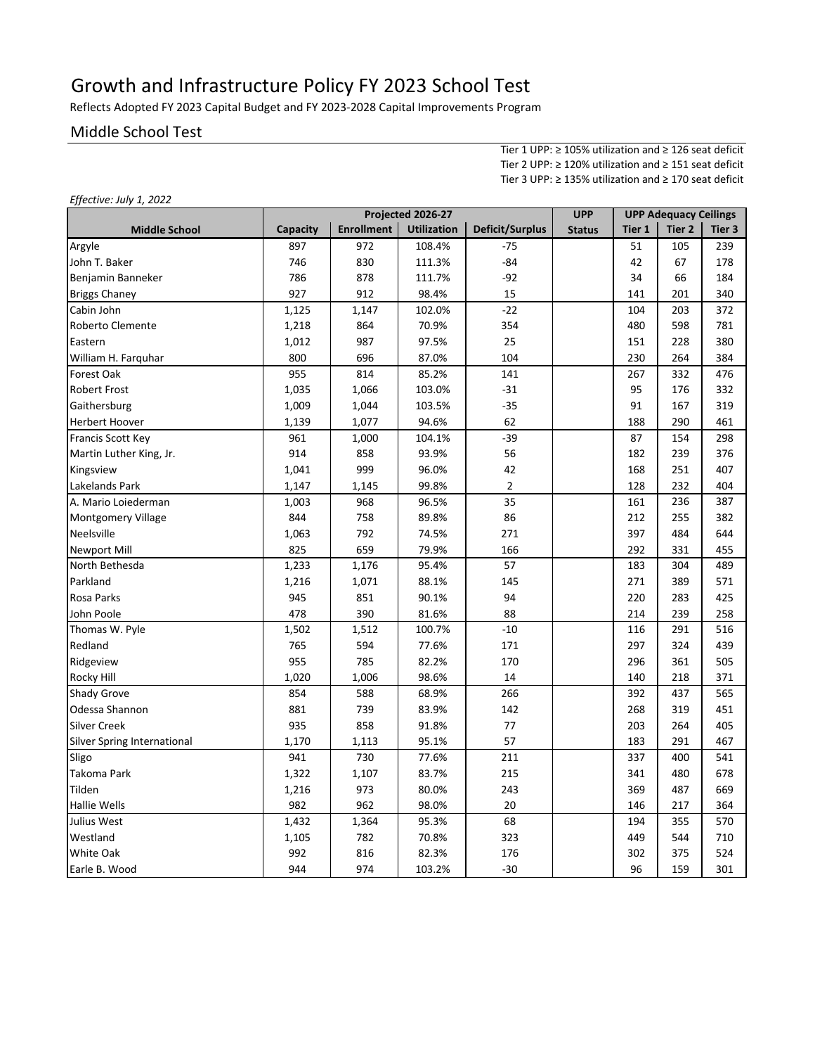# Growth and Infrastructure Policy FY 2023 School Test

Reflects Adopted FY 2023 Capital Budget and FY 2023-2028 Capital Improvements Program

## Middle School Test

Tier 1 UPP: ≥ 105% utilization and ≥ 126 seat deficit
Tier 2 UPP: ≥ 120% utilization and ≥ 151 seat deficit
Tier 3 UPP: ≥ 135% utilization and ≥ 170 seat deficit

*Effective: July 1, 2022*

| | Projected 2026-27 | | | | UPP | UPP Adequacy Ceilings | | |
|---|---|---|---|---|---|---|---|---|
| **Middle School** | **Capacity** | **Enrollment** | **Utilization** | **Deficit/Surplus** | **Status** | **Tier 1** | **Tier 2** | **Tier 3** |
| Argyle | 897 | 972 | 108.4% | -75 | | 51 | 105 | 239 |
| John T. Baker | 746 | 830 | 111.3% | -84 | | 42 | 67 | 178 |
| Benjamin Banneker | 786 | 878 | 111.7% | -92 | | 34 | 66 | 184 |
| Briggs Chaney | 927 | 912 | 98.4% | 15 | | 141 | 201 | 340 |
| Cabin John | 1,125 | 1,147 | 102.0% | -22 | | 104 | 203 | 372 |
| Roberto Clemente | 1,218 | 864 | 70.9% | 354 | | 480 | 598 | 781 |
| Eastern | 1,012 | 987 | 97.5% | 25 | | 151 | 228 | 380 |
| William H. Farquhar | 800 | 696 | 87.0% | 104 | | 230 | 264 | 384 |
| Forest Oak | 955 | 814 | 85.2% | 141 | | 267 | 332 | 476 |
| Robert Frost | 1,035 | 1,066 | 103.0% | -31 | | 95 | 176 | 332 |
| Gaithersburg | 1,009 | 1,044 | 103.5% | -35 | | 91 | 167 | 319 |
| Herbert Hoover | 1,139 | 1,077 | 94.6% | 62 | | 188 | 290 | 461 |
| Francis Scott Key | 961 | 1,000 | 104.1% | -39 | | 87 | 154 | 298 |
| Martin Luther King, Jr. | 914 | 858 | 93.9% | 56 | | 182 | 239 | 376 |
| Kingsview | 1,041 | 999 | 96.0% | 42 | | 168 | 251 | 407 |
| Lakelands Park | 1,147 | 1,145 | 99.8% | 2 | | 128 | 232 | 404 |
| A. Mario Loiederman | 1,003 | 968 | 96.5% | 35 | | 161 | 236 | 387 |
| Montgomery Village | 844 | 758 | 89.8% | 86 | | 212 | 255 | 382 |
| Neelsville | 1,063 | 792 | 74.5% | 271 | | 397 | 484 | 644 |
| Newport Mill | 825 | 659 | 79.9% | 166 | | 292 | 331 | 455 |
| North Bethesda | 1,233 | 1,176 | 95.4% | 57 | | 183 | 304 | 489 |
| Parkland | 1,216 | 1,071 | 88.1% | 145 | | 271 | 389 | 571 |
| Rosa Parks | 945 | 851 | 90.1% | 94 | | 220 | 283 | 425 |
| John Poole | 478 | 390 | 81.6% | 88 | | 214 | 239 | 258 |
| Thomas W. Pyle | 1,502 | 1,512 | 100.7% | -10 | | 116 | 291 | 516 |
| Redland | 765 | 594 | 77.6% | 171 | | 297 | 324 | 439 |
| Ridgeview | 955 | 785 | 82.2% | 170 | | 296 | 361 | 505 |
| Rocky Hill | 1,020 | 1,006 | 98.6% | 14 | | 140 | 218 | 371 |
| Shady Grove | 854 | 588 | 68.9% | 266 | | 392 | 437 | 565 |
| Odessa Shannon | 881 | 739 | 83.9% | 142 | | 268 | 319 | 451 |
| Silver Creek | 935 | 858 | 91.8% | 77 | | 203 | 264 | 405 |
| Silver Spring International | 1,170 | 1,113 | 95.1% | 57 | | 183 | 291 | 467 |
| Sligo | 941 | 730 | 77.6% | 211 | | 337 | 400 | 541 |
| Takoma Park | 1,322 | 1,107 | 83.7% | 215 | | 341 | 480 | 678 |
| Tilden | 1,216 | 973 | 80.0% | 243 | | 369 | 487 | 669 |
| Hallie Wells | 982 | 962 | 98.0% | 20 | | 146 | 217 | 364 |
| Julius West | 1,432 | 1,364 | 95.3% | 68 | | 194 | 355 | 570 |
| Westland | 1,105 | 782 | 70.8% | 323 | | 449 | 544 | 710 |
| White Oak | 992 | 816 | 82.3% | 176 | | 302 | 375 | 524 |
| Earle B. Wood | 944 | 974 | 103.2% | -30 | | 96 | 159 | 301 |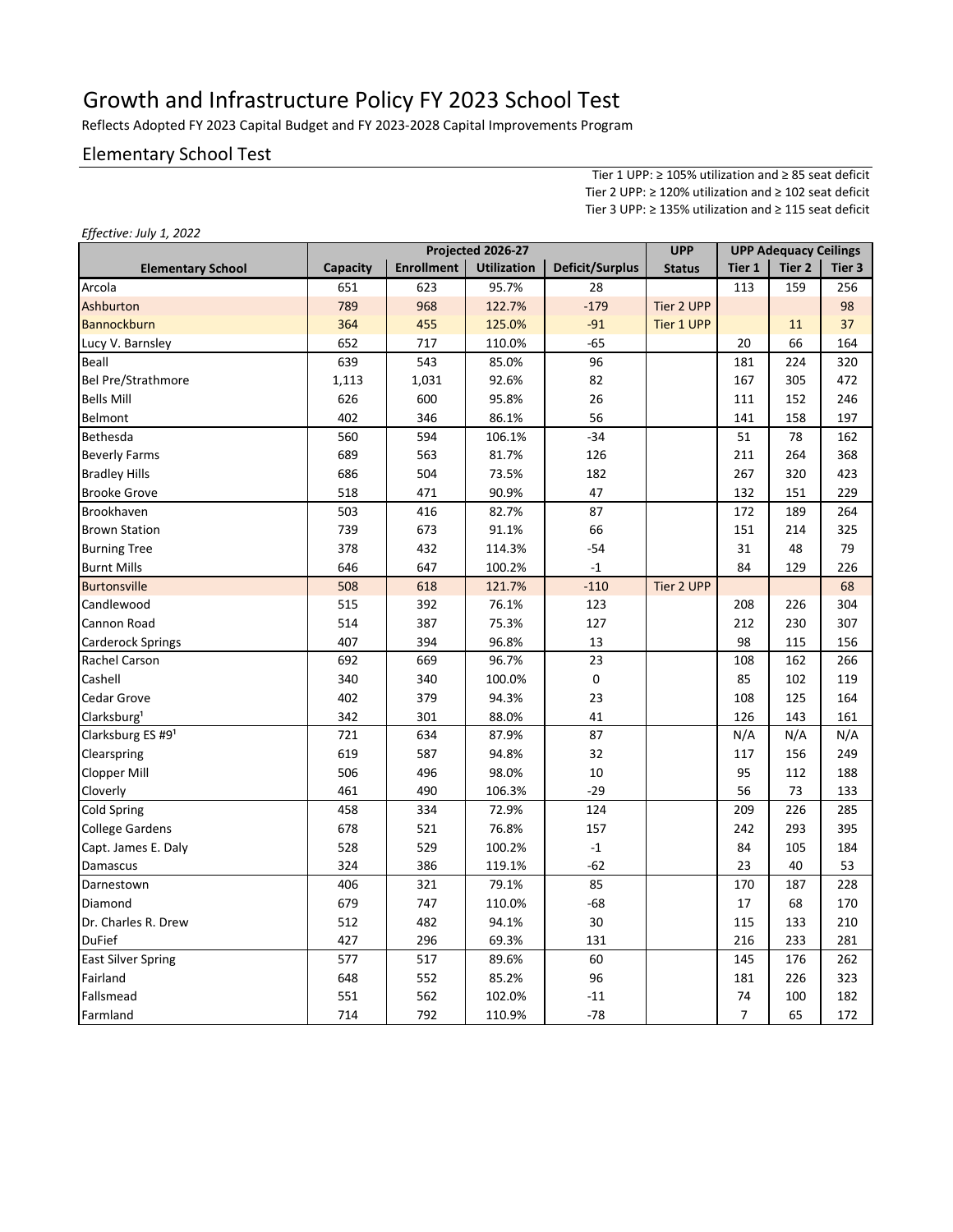# Growth and Infrastructure Policy FY 2023 School Test

Reflects Adopted FY 2023 Capital Budget and FY 2023-2028 Capital Improvements Program

## Elementary School Test

Tier 1 UPP: ≥ 105% utilization and ≥ 85 seat deficit
Tier 2 UPP: ≥ 120% utilization and ≥ 102 seat deficit
Tier 3 UPP: ≥ 135% utilization and ≥ 115 seat deficit

*Effective: July 1, 2022*

| | Projected 2026-27 | | | | UPP | UPP Adequacy Ceilings | | |
|---|---|---|---|---|---|---|---|---|
| **Elementary School** | **Capacity** | **Enrollment** | **Utilization** | **Deficit/Surplus** | **Status** | **Tier 1** | **Tier 2** | **Tier 3** |
| Arcola | 651 | 623 | 95.7% | 28 | | 113 | 159 | 256 |
| Ashburton | 789 | 968 | 122.7% | -179 | Tier 2 UPP | | | 98 |
| Bannockburn | 364 | 455 | 125.0% | -91 | Tier 1 UPP | | 11 | 37 |
| Lucy V. Barnsley | 652 | 717 | 110.0% | -65 | | 20 | 66 | 164 |
| Beall | 639 | 543 | 85.0% | 96 | | 181 | 224 | 320 |
| Bel Pre/Strathmore | 1,113 | 1,031 | 92.6% | 82 | | 167 | 305 | 472 |
| Bells Mill | 626 | 600 | 95.8% | 26 | | 111 | 152 | 246 |
| Belmont | 402 | 346 | 86.1% | 56 | | 141 | 158 | 197 |
| Bethesda | 560 | 594 | 106.1% | -34 | | 51 | 78 | 162 |
| Beverly Farms | 689 | 563 | 81.7% | 126 | | 211 | 264 | 368 |
| Bradley Hills | 686 | 504 | 73.5% | 182 | | 267 | 320 | 423 |
| Brooke Grove | 518 | 471 | 90.9% | 47 | | 132 | 151 | 229 |
| Brookhaven | 503 | 416 | 82.7% | 87 | | 172 | 189 | 264 |
| Brown Station | 739 | 673 | 91.1% | 66 | | 151 | 214 | 325 |
| Burning Tree | 378 | 432 | 114.3% | -54 | | 31 | 48 | 79 |
| Burnt Mills | 646 | 647 | 100.2% | -1 | | 84 | 129 | 226 |
| Burtonsville | 508 | 618 | 121.7% | -110 | Tier 2 UPP | | | 68 |
| Candlewood | 515 | 392 | 76.1% | 123 | | 208 | 226 | 304 |
| Cannon Road | 514 | 387 | 75.3% | 127 | | 212 | 230 | 307 |
| Carderock Springs | 407 | 394 | 96.8% | 13 | | 98 | 115 | 156 |
| Rachel Carson | 692 | 669 | 96.7% | 23 | | 108 | 162 | 266 |
| Cashell | 340 | 340 | 100.0% | 0 | | 85 | 102 | 119 |
| Cedar Grove | 402 | 379 | 94.3% | 23 | | 108 | 125 | 164 |
| Clarksburg[1] | 342 | 301 | 88.0% | 41 | | 126 | 143 | 161 |
| Clarksburg ES #9[1] | 721 | 634 | 87.9% | 87 | | N/A | N/A | N/A |
| Clearspring | 619 | 587 | 94.8% | 32 | | 117 | 156 | 249 |
| Clopper Mill | 506 | 496 | 98.0% | 10 | | 95 | 112 | 188 |
| Cloverly | 461 | 490 | 106.3% | -29 | | 56 | 73 | 133 |
| Cold Spring | 458 | 334 | 72.9% | 124 | | 209 | 226 | 285 |
| College Gardens | 678 | 521 | 76.8% | 157 | | 242 | 293 | 395 |
| Capt. James E. Daly | 528 | 529 | 100.2% | -1 | | 84 | 105 | 184 |
| Damascus | 324 | 386 | 119.1% | -62 | | 23 | 40 | 53 |
| Darnestown | 406 | 321 | 79.1% | 85 | | 170 | 187 | 228 |
| Diamond | 679 | 747 | 110.0% | -68 | | 17 | 68 | 170 |
| Dr. Charles R. Drew | 512 | 482 | 94.1% | 30 | | 115 | 133 | 210 |
| DuFief | 427 | 296 | 69.3% | 131 | | 216 | 233 | 281 |
| East Silver Spring | 577 | 517 | 89.6% | 60 | | 145 | 176 | 262 |
| Fairland | 648 | 552 | 85.2% | 96 | | 181 | 226 | 323 |
| Fallsmead | 551 | 562 | 102.0% | -11 | | 74 | 100 | 182 |
| Farmland | 714 | 792 | 110.9% | -78 | | 7 | 65 | 172 |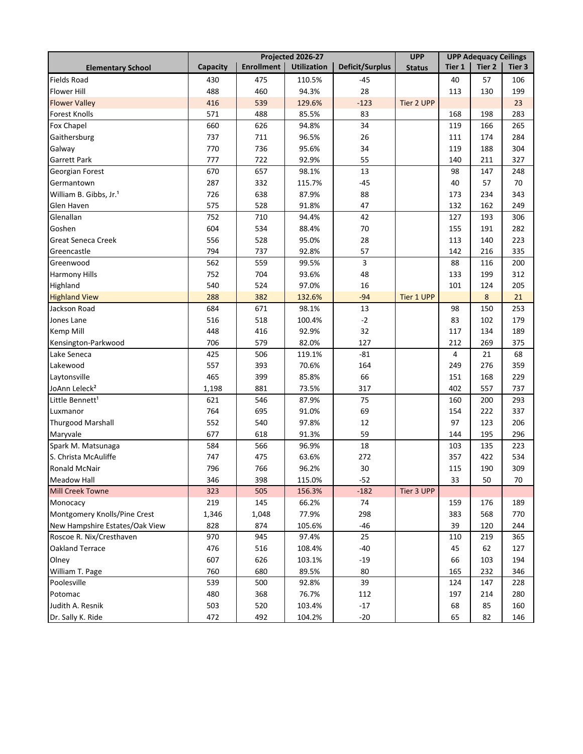| Elementary School | Projected 2026-27 | | | | UPP Status | UPP Adequacy Ceilings | | |
|---|---|---|---|---|---|---|---|---|
| | Capacity | Enrollment | Utilization | Deficit/Surplus | | Tier 1 | Tier 2 | Tier 3 |
| Fields Road | 430 | 475 | 110.5% | -45 | | 40 | 57 | 106 |
| Flower Hill | 488 | 460 | 94.3% | 28 | | 113 | 130 | 199 |
| Flower Valley | 416 | 539 | 129.6% | -123 | Tier 2 UPP | | | 23 |
| Forest Knolls | 571 | 488 | 85.5% | 83 | | 168 | 198 | 283 |
| Fox Chapel | 660 | 626 | 94.8% | 34 | | 119 | 166 | 265 |
| Gaithersburg | 737 | 711 | 96.5% | 26 | | 111 | 174 | 284 |
| Galway | 770 | 736 | 95.6% | 34 | | 119 | 188 | 304 |
| Garrett Park | 777 | 722 | 92.9% | 55 | | 140 | 211 | 327 |
| Georgian Forest | 670 | 657 | 98.1% | 13 | | 98 | 147 | 248 |
| Germantown | 287 | 332 | 115.7% | -45 | | 40 | 57 | 70 |
| William B. Gibbs, Jr.[1] | 726 | 638 | 87.9% | 88 | | 173 | 234 | 343 |
| Glen Haven | 575 | 528 | 91.8% | 47 | | 132 | 162 | 249 |
| Glenallan | 752 | 710 | 94.4% | 42 | | 127 | 193 | 306 |
| Goshen | 604 | 534 | 88.4% | 70 | | 155 | 191 | 282 |
| Great Seneca Creek | 556 | 528 | 95.0% | 28 | | 113 | 140 | 223 |
| Greencastle | 794 | 737 | 92.8% | 57 | | 142 | 216 | 335 |
| Greenwood | 562 | 559 | 99.5% | 3 | | 88 | 116 | 200 |
| Harmony Hills | 752 | 704 | 93.6% | 48 | | 133 | 199 | 312 |
| Highland | 540 | 524 | 97.0% | 16 | | 101 | 124 | 205 |
| Highland View | 288 | 382 | 132.6% | -94 | Tier 1 UPP | | 8 | 21 |
| Jackson Road | 684 | 671 | 98.1% | 13 | | 98 | 150 | 253 |
| Jones Lane | 516 | 518 | 100.4% | -2 | | 83 | 102 | 179 |
| Kemp Mill | 448 | 416 | 92.9% | 32 | | 117 | 134 | 189 |
| Kensington-Parkwood | 706 | 579 | 82.0% | 127 | | 212 | 269 | 375 |
| Lake Seneca | 425 | 506 | 119.1% | -81 | | 4 | 21 | 68 |
| Lakewood | 557 | 393 | 70.6% | 164 | | 249 | 276 | 359 |
| Laytonsville | 465 | 399 | 85.8% | 66 | | 151 | 168 | 229 |
| JoAnn Leleck[2] | 1,198 | 881 | 73.5% | 317 | | 402 | 557 | 737 |
| Little Bennett[1] | 621 | 546 | 87.9% | 75 | | 160 | 200 | 293 |
| Luxmanor | 764 | 695 | 91.0% | 69 | | 154 | 222 | 337 |
| Thurgood Marshall | 552 | 540 | 97.8% | 12 | | 97 | 123 | 206 |
| Maryvale | 677 | 618 | 91.3% | 59 | | 144 | 195 | 296 |
| Spark M. Matsunaga | 584 | 566 | 96.9% | 18 | | 103 | 135 | 223 |
| S. Christa McAuliffe | 747 | 475 | 63.6% | 272 | | 357 | 422 | 534 |
| Ronald McNair | 796 | 766 | 96.2% | 30 | | 115 | 190 | 309 |
| Meadow Hall | 346 | 398 | 115.0% | -52 | | 33 | 50 | 70 |
| Mill Creek Towne | 323 | 505 | 156.3% | -182 | Tier 3 UPP | | | |
| Monocacy | 219 | 145 | 66.2% | 74 | | 159 | 176 | 189 |
| Montgomery Knolls/Pine Crest | 1,346 | 1,048 | 77.9% | 298 | | 383 | 568 | 770 |
| New Hampshire Estates/Oak View | 828 | 874 | 105.6% | -46 | | 39 | 120 | 244 |
| Roscoe R. Nix/Cresthaven | 970 | 945 | 97.4% | 25 | | 110 | 219 | 365 |
| Oakland Terrace | 476 | 516 | 108.4% | -40 | | 45 | 62 | 127 |
| Olney | 607 | 626 | 103.1% | -19 | | 66 | 103 | 194 |
| William T. Page | 760 | 680 | 89.5% | 80 | | 165 | 232 | 346 |
| Poolesville | 539 | 500 | 92.8% | 39 | | 124 | 147 | 228 |
| Potomac | 480 | 368 | 76.7% | 112 | | 197 | 214 | 280 |
| Judith A. Resnik | 503 | 520 | 103.4% | -17 | | 68 | 85 | 160 |
| Dr. Sally K. Ride | 472 | 492 | 104.2% | -20 | | 65 | 82 | 146 |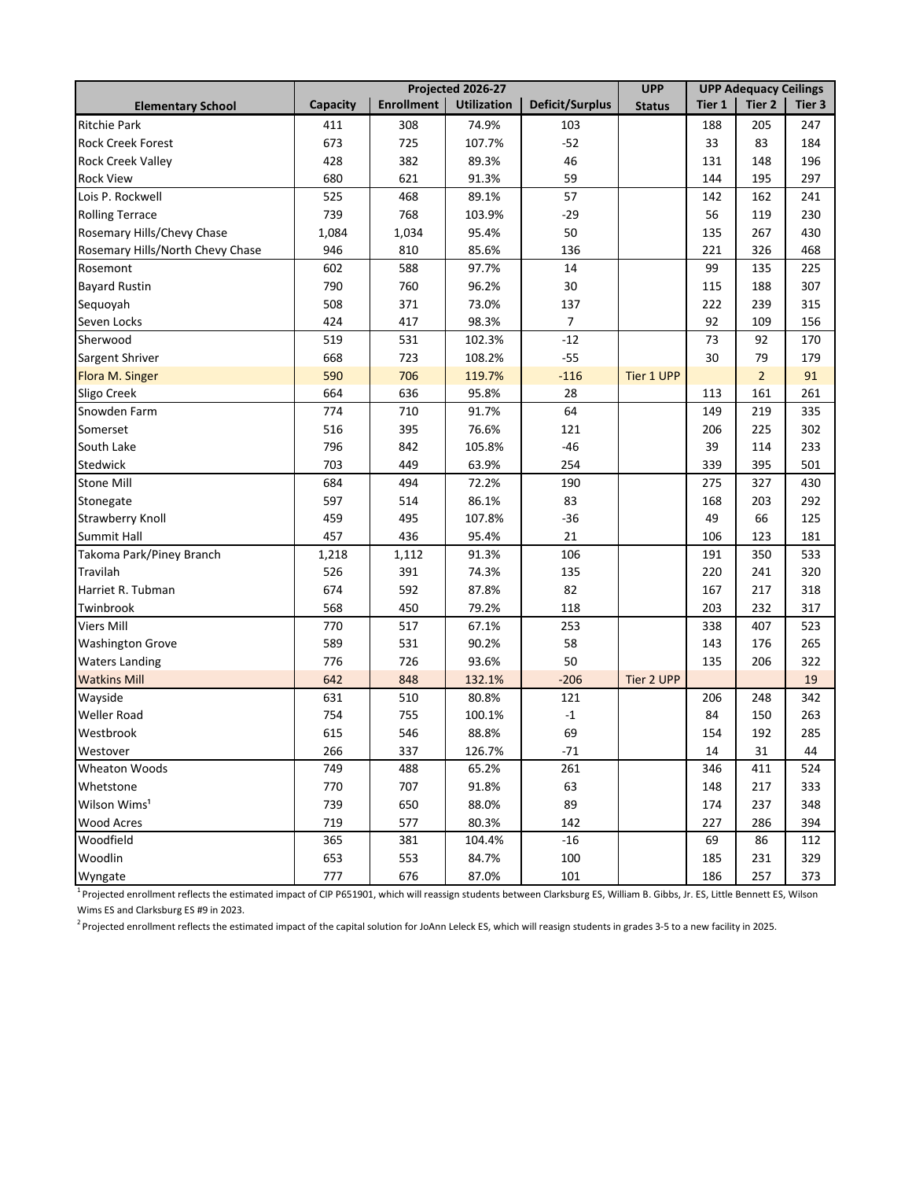| Elementary School | Projected 2026-27 | | | | UPP | UPP Adequacy Ceilings | | |
|---|---|---|---|---|---|---|---|---|
| | Capacity | Enrollment | Utilization | Deficit/Surplus | Status | Tier 1 | Tier 2 | Tier 3 |
| Ritchie Park | 411 | 308 | 74.9% | 103 | | 188 | 205 | 247 |
| Rock Creek Forest | 673 | 725 | 107.7% | -52 | | 33 | 83 | 184 |
| Rock Creek Valley | 428 | 382 | 89.3% | 46 | | 131 | 148 | 196 |
| Rock View | 680 | 621 | 91.3% | 59 | | 144 | 195 | 297 |
| Lois P. Rockwell | 525 | 468 | 89.1% | 57 | | 142 | 162 | 241 |
| Rolling Terrace | 739 | 768 | 103.9% | -29 | | 56 | 119 | 230 |
| Rosemary Hills/Chevy Chase | 1,084 | 1,034 | 95.4% | 50 | | 135 | 267 | 430 |
| Rosemary Hills/North Chevy Chase | 946 | 810 | 85.6% | 136 | | 221 | 326 | 468 |
| Rosemont | 602 | 588 | 97.7% | 14 | | 99 | 135 | 225 |
| Bayard Rustin | 790 | 760 | 96.2% | 30 | | 115 | 188 | 307 |
| Sequoyah | 508 | 371 | 73.0% | 137 | | 222 | 239 | 315 |
| Seven Locks | 424 | 417 | 98.3% | 7 | | 92 | 109 | 156 |
| Sherwood | 519 | 531 | 102.3% | -12 | | 73 | 92 | 170 |
| Sargent Shriver | 668 | 723 | 108.2% | -55 | | 30 | 79 | 179 |
| Flora M. Singer | 590 | 706 | 119.7% | -116 | Tier 1 UPP | | 2 | 91 |
| Sligo Creek | 664 | 636 | 95.8% | 28 | | 113 | 161 | 261 |
| Snowden Farm | 774 | 710 | 91.7% | 64 | | 149 | 219 | 335 |
| Somerset | 516 | 395 | 76.6% | 121 | | 206 | 225 | 302 |
| South Lake | 796 | 842 | 105.8% | -46 | | 39 | 114 | 233 |
| Stedwick | 703 | 449 | 63.9% | 254 | | 339 | 395 | 501 |
| Stone Mill | 684 | 494 | 72.2% | 190 | | 275 | 327 | 430 |
| Stonegate | 597 | 514 | 86.1% | 83 | | 168 | 203 | 292 |
| Strawberry Knoll | 459 | 495 | 107.8% | -36 | | 49 | 66 | 125 |
| Summit Hall | 457 | 436 | 95.4% | 21 | | 106 | 123 | 181 |
| Takoma Park/Piney Branch | 1,218 | 1,112 | 91.3% | 106 | | 191 | 350 | 533 |
| Travilah | 526 | 391 | 74.3% | 135 | | 220 | 241 | 320 |
| Harriet R. Tubman | 674 | 592 | 87.8% | 82 | | 167 | 217 | 318 |
| Twinbrook | 568 | 450 | 79.2% | 118 | | 203 | 232 | 317 |
| Viers Mill | 770 | 517 | 67.1% | 253 | | 338 | 407 | 523 |
| Washington Grove | 589 | 531 | 90.2% | 58 | | 143 | 176 | 265 |
| Waters Landing | 776 | 726 | 93.6% | 50 | | 135 | 206 | 322 |
| Watkins Mill | 642 | 848 | 132.1% | -206 | Tier 2 UPP | | | 19 |
| Wayside | 631 | 510 | 80.8% | 121 | | 206 | 248 | 342 |
| Weller Road | 754 | 755 | 100.1% | -1 | | 84 | 150 | 263 |
| Westbrook | 615 | 546 | 88.8% | 69 | | 154 | 192 | 285 |
| Westover | 266 | 337 | 126.7% | -71 | | 14 | 31 | 44 |
| Wheaton Woods | 749 | 488 | 65.2% | 261 | | 346 | 411 | 524 |
| Whetstone | 770 | 707 | 91.8% | 63 | | 148 | 217 | 333 |
| Wilson Wims[1] | 739 | 650 | 88.0% | 89 | | 174 | 237 | 348 |
| Wood Acres | 719 | 577 | 80.3% | 142 | | 227 | 286 | 394 |
| Woodfield | 365 | 381 | 104.4% | -16 | | 69 | 86 | 112 |
| Woodlin | 653 | 553 | 84.7% | 100 | | 185 | 231 | 329 |
| Wyngate | 777 | 676 | 87.0% | 101 | | 186 | 257 | 373 |

[1] Projected enrollment reflects the estimated impact of CIP P651901, which will reassign students between Clarksburg ES, William B. Gibbs, Jr. ES, Little Bennett ES, Wilson Wims ES and Clarksburg ES #9 in 2023.

[2] Projected enrollment reflects the estimated impact of the capital solution for JoAnn Leleck ES, which will reasign students in grades 3-5 to a new facility in 2025.